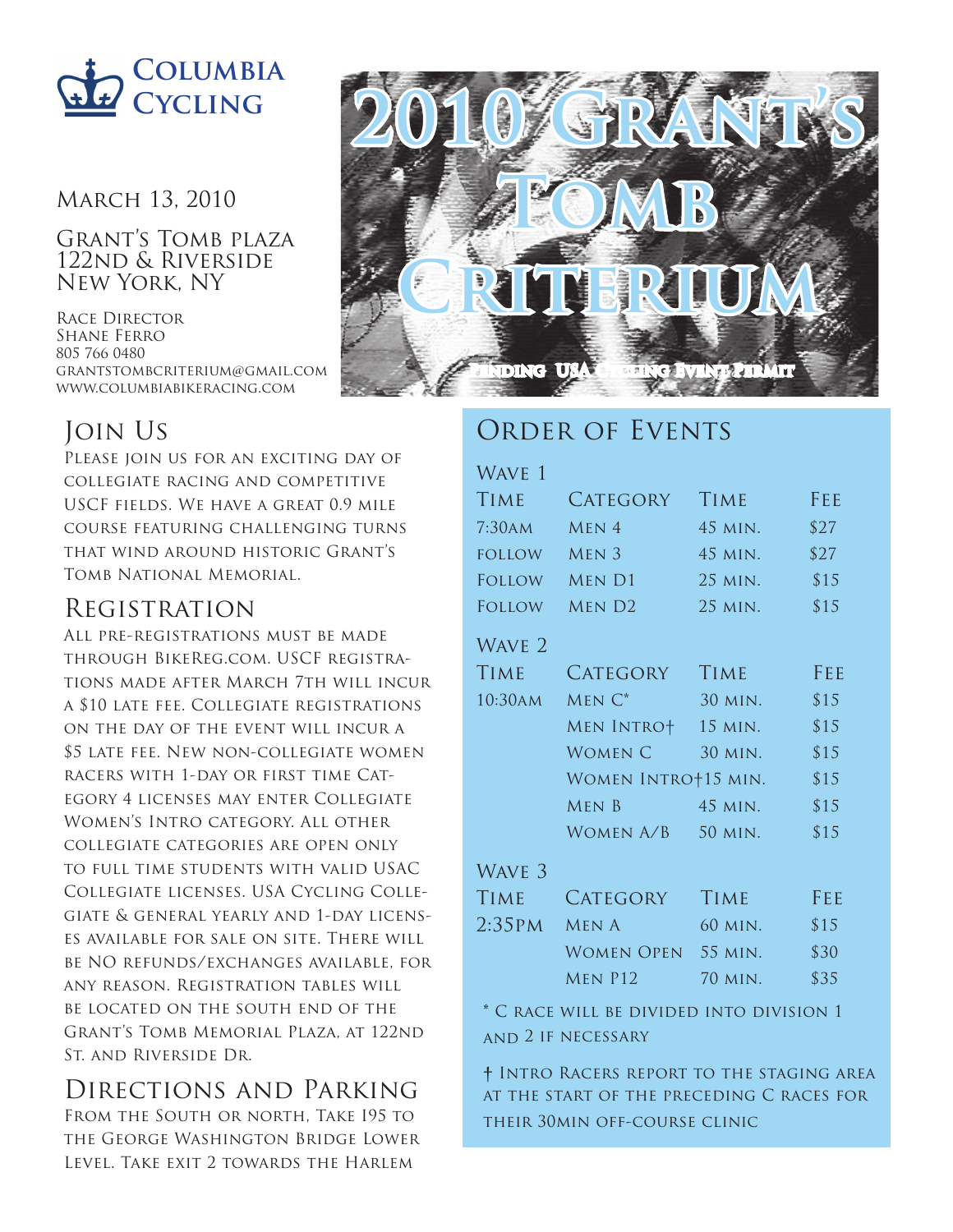# Columbia Cycling

March 13, 2010

Grant's Tomb plaza
122nd & Riverside
New York, NY

Race Director
Shane Ferro
805 766 0480
grantstombcriterium@gmail.com
www.columbiabikeracing.com

# 2010 Grant's Tomb Criterium

Pending USA Cycling Event Permit

## Join Us

Please join us for an exciting day of collegiate racing and competitive USCF fields. We have a great 0.9 mile course featuring challenging turns that wind around historic Grant's Tomb National Memorial.

## Registration

All pre-registrations must be made through BikeReg.com. USCF registrations made after March 7th will incur a $10 late fee. Collegiate registrations on the day of the event will incur a $5 late fee. New non-collegiate women racers with 1-day or first time Category 4 licenses may enter Collegiate Women's Intro category. All other collegiate categories are open only to full time students with valid USAC Collegiate licenses. USA Cycling Collegiate & general yearly and 1-day licenses available for sale on site. There will be NO refunds/exchanges available, for any reason. Registration tables will be located on the south end of the Grant's Tomb Memorial Plaza, at 122nd St. and Riverside Dr.

## Directions and Parking

From the South or north, Take I95 to the George Washington Bridge Lower Level. Take exit 2 towards the Harlem

## Order of Events

**Wave 1**

| Time | Category | Time | Fee |
|---|---|---|---|
| 7:30am | Men 4 | 45 min. | $27 |
| follow | Men 3 | 45 min. | $27 |
| Follow | Men D1 | 25 min. | $15 |
| Follow | Men D2 | 25 min. | $15 |

**Wave 2**

| Time | Category | Time | Fee |
|---|---|---|---|
| 10:30am | Men C* | 30 min. | $15 |
| | Men Intro† | 15 min. | $15 |
| | Women C | 30 min. | $15 |
| | Women Intro† | 15 min. | $15 |
| | Men B | 45 min. | $15 |
| | Women A/B | 50 min. | $15 |

**Wave 3**

| Time | Category | Time | Fee |
|---|---|---|---|
| 2:35pm | Men A | 60 min. | $15 |
| | Women Open | 55 min. | $30 |
| | Men P12 | 70 min. | $35 |

* C race will be divided into division 1 and 2 if necessary

† Intro Racers report to the staging area at the start of the preceding C races for their 30min off-course clinic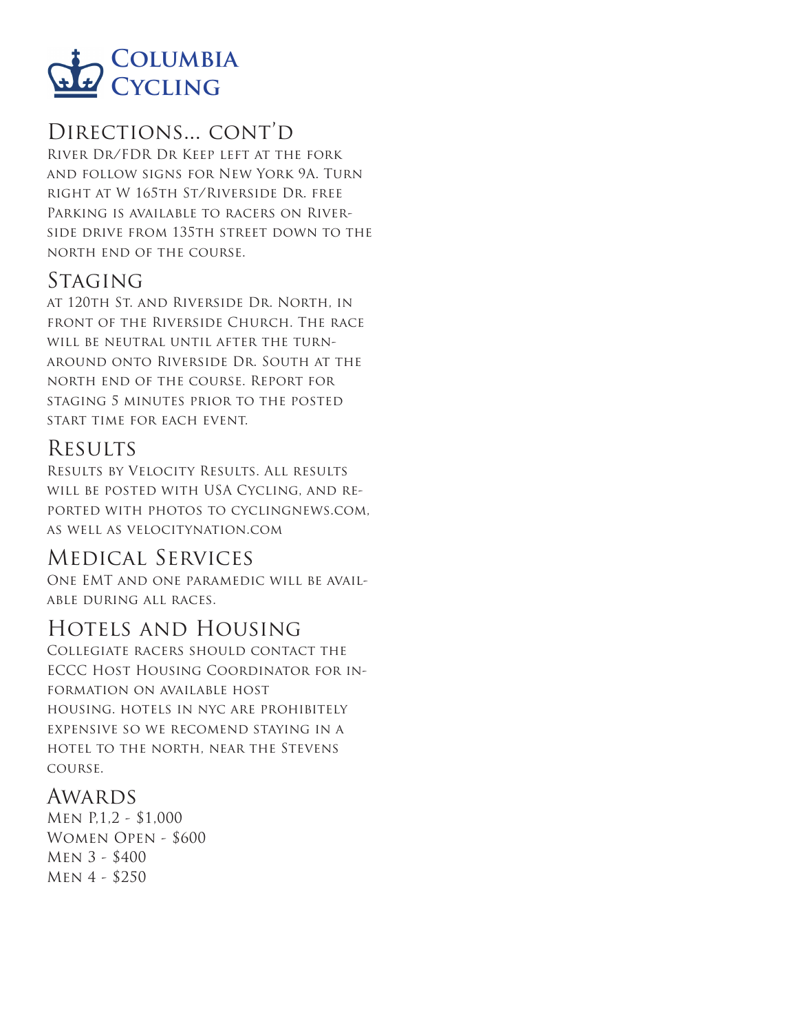# Columbia Cycling

## Directions... cont'd

River Dr/FDR Dr Keep left at the fork and follow signs for New York 9A. Turn right at W 165th St/Riverside Dr. free Parking is available to racers on Riverside drive from 135th street down to the north end of the course.

## Staging

at 120th St. and Riverside Dr. North, in front of the Riverside Church. The race will be neutral until after the turnaround onto Riverside Dr. South at the north end of the course. Report for staging 5 minutes prior to the posted start time for each event.

## Results

Results by Velocity Results. All results will be posted with USA Cycling, and reported with photos to cyclingnews.com, as well as velocitynation.com

## Medical Services

One EMT and one paramedic will be available during all races.

## Hotels and Housing

Collegiate racers should contact the ECCC Host Housing Coordinator for information on available host housing. hotels in NYC are prohibitely expensive so we recomend staying in a hotel to the north, near the Stevens course.

## Awards

Men P,1,2 - $1,000
Women Open - $600
Men 3 - $400
Men 4 - $250